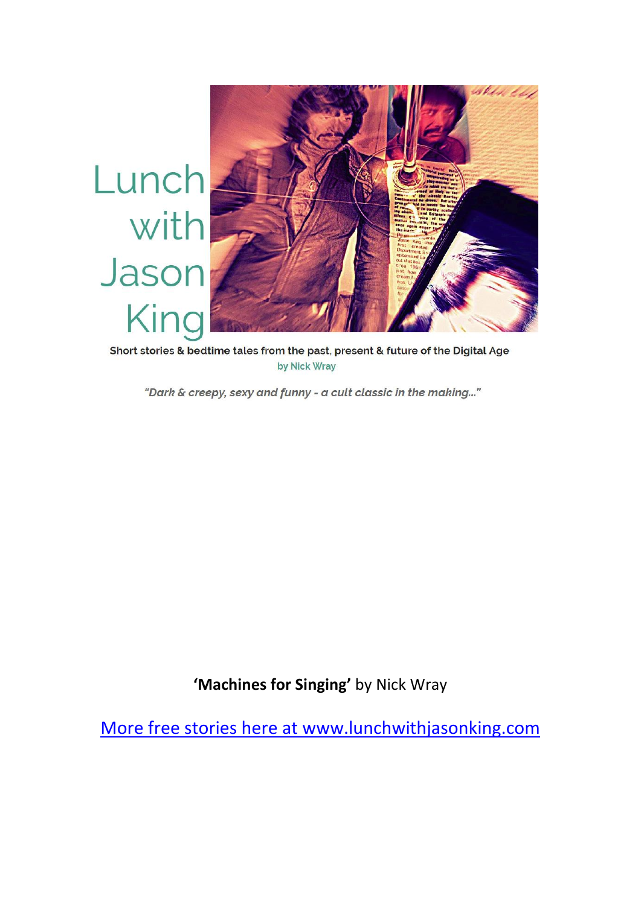# Lunch with Jason King

Short stories & bedtime tales from the past, present & future of the Digital Age

by Nick Wray

*"Dark & creepy, sexy and funny - a cult classic in the making..."*

**'Machines for Singing'** by Nick Wray

More free stories here at www.lunchwithjasonking.com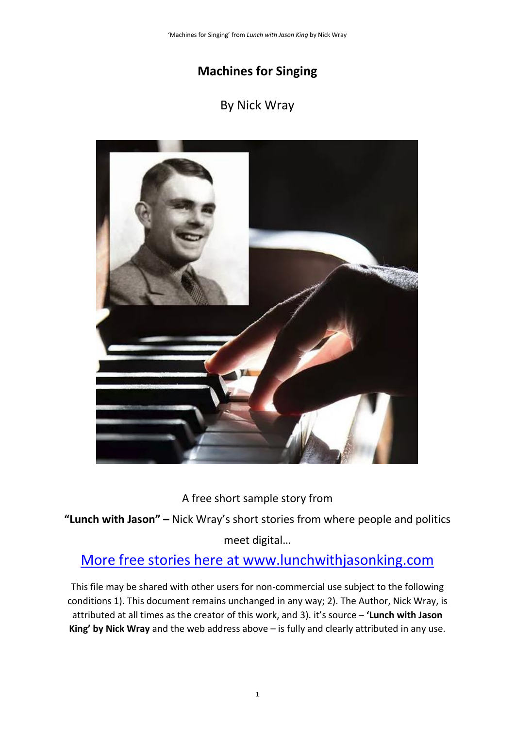# Machines for Singing

By Nick Wray

A free short sample story from

**"Lunch with Jason" –** Nick Wray's short stories from where people and politics meet digital…

[More free stories here at www.lunchwithjasonking.com](http://www.lunchwithjasonking.com)

This file may be shared with other users for non-commercial use subject to the following conditions 1). This document remains unchanged in any way; 2). The Author, Nick Wray, is attributed at all times as the creator of this work, and 3). it's source – **'Lunch with Jason King' by Nick Wray** and the web address above – is fully and clearly attributed in any use.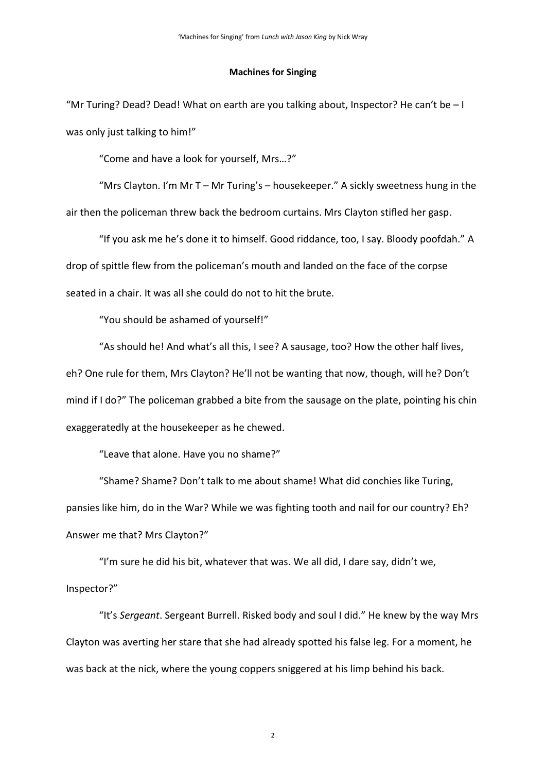**Machines for Singing**

"Mr Turing? Dead? Dead! What on earth are you talking about, Inspector? He can't be – I was only just talking to him!"

"Come and have a look for yourself, Mrs…?"

"Mrs Clayton. I'm Mr T – Mr Turing's – housekeeper." A sickly sweetness hung in the air then the policeman threw back the bedroom curtains. Mrs Clayton stifled her gasp.

"If you ask me he's done it to himself. Good riddance, too, I say. Bloody poofdah." A drop of spittle flew from the policeman's mouth and landed on the face of the corpse seated in a chair. It was all she could do not to hit the brute.

"You should be ashamed of yourself!"

"As should he! And what's all this, I see? A sausage, too? How the other half lives, eh? One rule for them, Mrs Clayton? He'll not be wanting that now, though, will he? Don't mind if I do?" The policeman grabbed a bite from the sausage on the plate, pointing his chin exaggeratedly at the housekeeper as he chewed.

"Leave that alone. Have you no shame?"

"Shame? Shame? Don't talk to me about shame! What did conchies like Turing, pansies like him, do in the War? While we was fighting tooth and nail for our country? Eh? Answer me that? Mrs Clayton?"

"I'm sure he did his bit, whatever that was. We all did, I dare say, didn't we, Inspector?"

"It's *Sergeant*. Sergeant Burrell. Risked body and soul I did." He knew by the way Mrs Clayton was averting her stare that she had already spotted his false leg. For a moment, he was back at the nick, where the young coppers sniggered at his limp behind his back.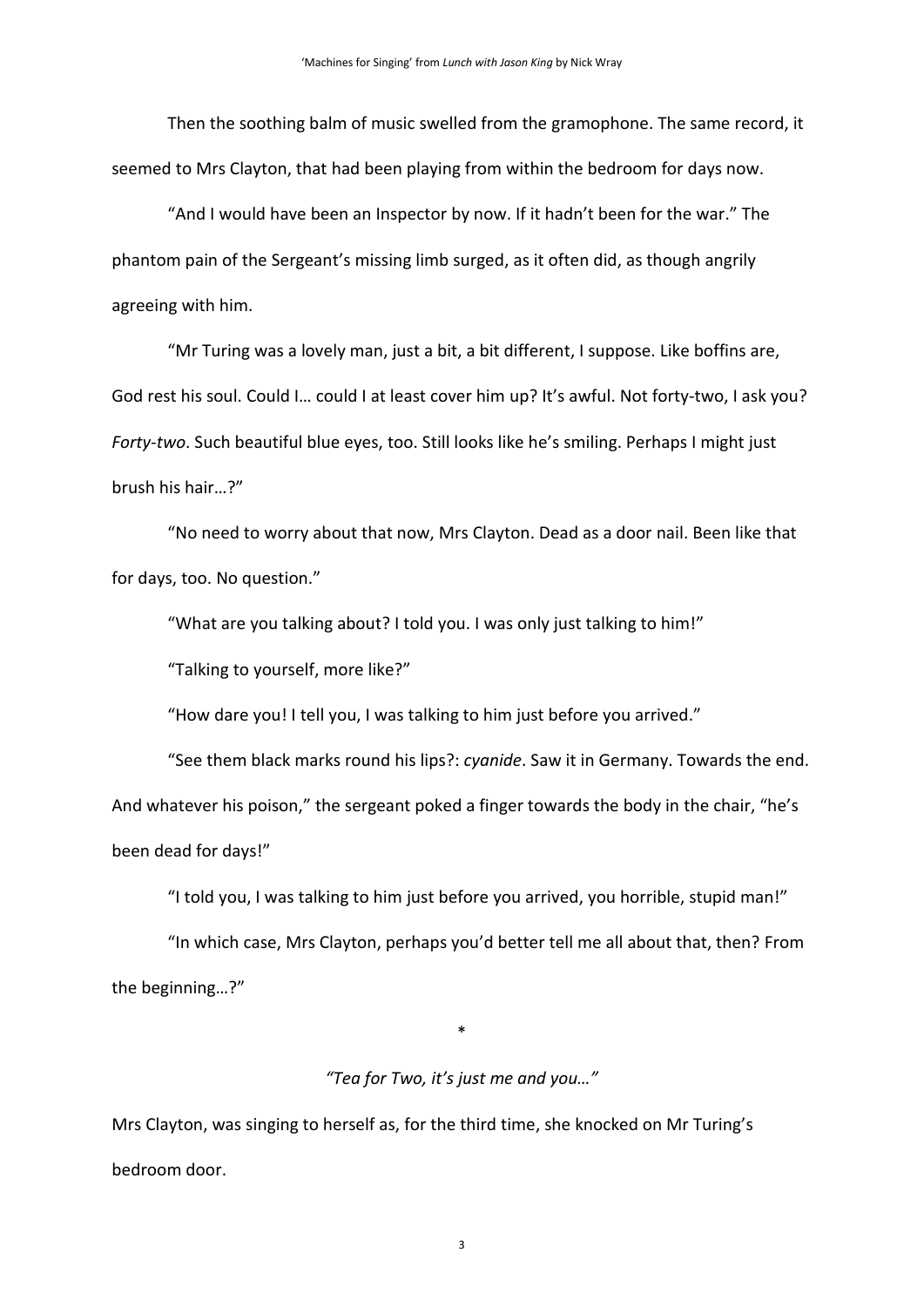Then the soothing balm of music swelled from the gramophone. The same record, it seemed to Mrs Clayton, that had been playing from within the bedroom for days now.

"And I would have been an Inspector by now. If it hadn't been for the war." The phantom pain of the Sergeant's missing limb surged, as it often did, as though angrily agreeing with him.

"Mr Turing was a lovely man, just a bit, a bit different, I suppose. Like boffins are, God rest his soul. Could I… could I at least cover him up? It's awful. Not forty-two, I ask you? *Forty-two*. Such beautiful blue eyes, too. Still looks like he's smiling. Perhaps I might just brush his hair…?"

"No need to worry about that now, Mrs Clayton. Dead as a door nail. Been like that for days, too. No question."

"What are you talking about? I told you. I was only just talking to him!"

"Talking to yourself, more like?"

"How dare you! I tell you, I was talking to him just before you arrived."

"See them black marks round his lips?: *cyanide*. Saw it in Germany. Towards the end. And whatever his poison," the sergeant poked a finger towards the body in the chair, "he's been dead for days!"

"I told you, I was talking to him just before you arrived, you horrible, stupid man!"

"In which case, Mrs Clayton, perhaps you'd better tell me all about that, then? From the beginning…?"

*

*"Tea for Two, it's just me and you…"*

Mrs Clayton, was singing to herself as, for the third time, she knocked on Mr Turing's bedroom door.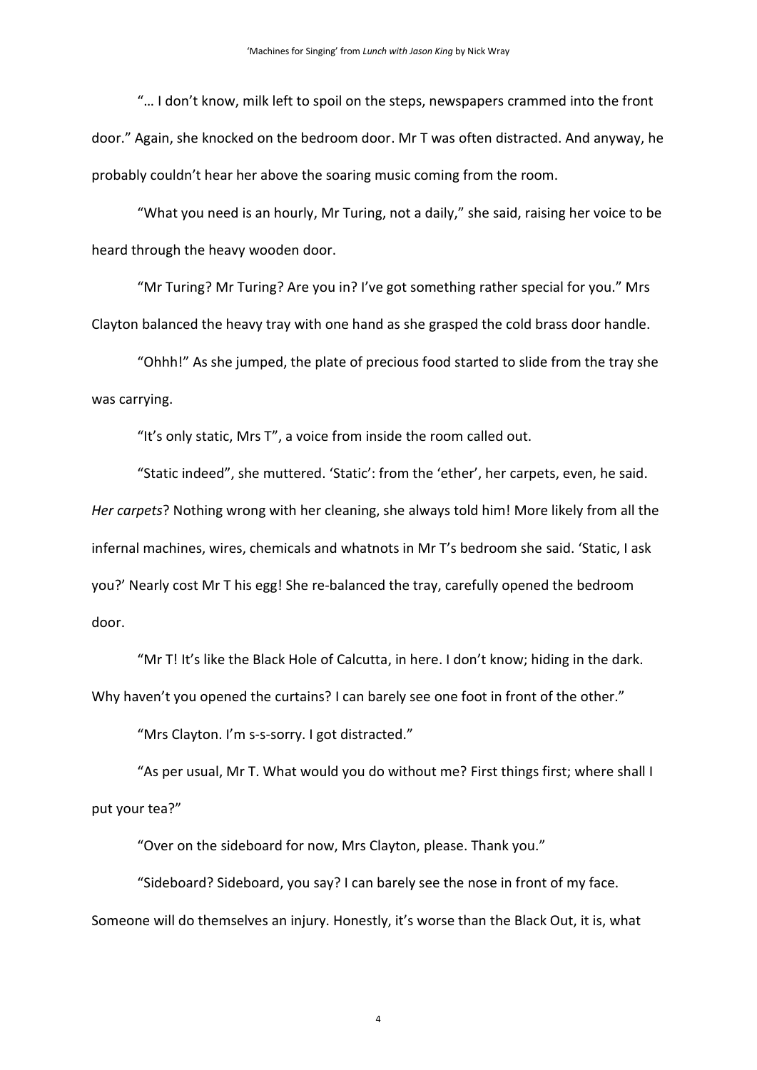"… I don't know, milk left to spoil on the steps, newspapers crammed into the front door." Again, she knocked on the bedroom door. Mr T was often distracted. And anyway, he probably couldn't hear her above the soaring music coming from the room.

"What you need is an hourly, Mr Turing, not a daily," she said, raising her voice to be heard through the heavy wooden door.

"Mr Turing? Mr Turing? Are you in? I've got something rather special for you." Mrs Clayton balanced the heavy tray with one hand as she grasped the cold brass door handle.

"Ohhh!" As she jumped, the plate of precious food started to slide from the tray she was carrying.

"It's only static, Mrs T", a voice from inside the room called out.

"Static indeed", she muttered. 'Static': from the 'ether', her carpets, even, he said. *Her carpets*? Nothing wrong with her cleaning, she always told him! More likely from all the infernal machines, wires, chemicals and whatnots in Mr T's bedroom she said. 'Static, I ask you?' Nearly cost Mr T his egg! She re-balanced the tray, carefully opened the bedroom door.

"Mr T! It's like the Black Hole of Calcutta, in here. I don't know; hiding in the dark. Why haven't you opened the curtains? I can barely see one foot in front of the other."

"Mrs Clayton. I'm s-s-sorry. I got distracted."

"As per usual, Mr T. What would you do without me? First things first; where shall I put your tea?"

"Over on the sideboard for now, Mrs Clayton, please. Thank you."

"Sideboard? Sideboard, you say? I can barely see the nose in front of my face. Someone will do themselves an injury. Honestly, it's worse than the Black Out, it is, what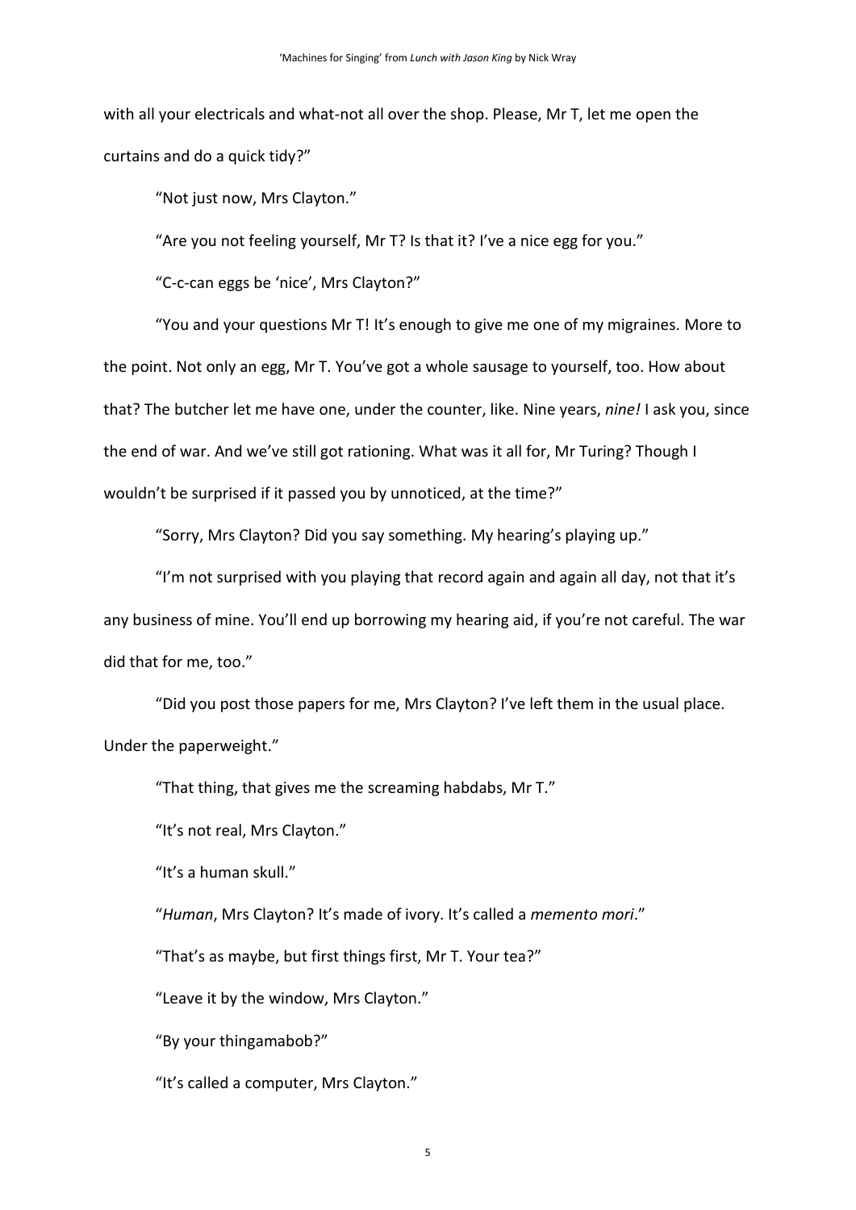with all your electricals and what-not all over the shop. Please, Mr T, let me open the curtains and do a quick tidy?"

"Not just now, Mrs Clayton."

"Are you not feeling yourself, Mr T? Is that it? I've a nice egg for you."

"C-c-can eggs be 'nice', Mrs Clayton?"

"You and your questions Mr T! It's enough to give me one of my migraines. More to the point. Not only an egg, Mr T. You've got a whole sausage to yourself, too. How about that? The butcher let me have one, under the counter, like. Nine years, *nine!* I ask you, since the end of war. And we've still got rationing. What was it all for, Mr Turing? Though I wouldn't be surprised if it passed you by unnoticed, at the time?"

"Sorry, Mrs Clayton? Did you say something. My hearing's playing up."

"I'm not surprised with you playing that record again and again all day, not that it's any business of mine. You'll end up borrowing my hearing aid, if you're not careful. The war did that for me, too."

"Did you post those papers for me, Mrs Clayton? I've left them in the usual place. Under the paperweight."

"That thing, that gives me the screaming habdabs, Mr T."

"It's not real, Mrs Clayton."

"It's a human skull."

"*Human*, Mrs Clayton? It's made of ivory. It's called a *memento mori*."

"That's as maybe, but first things first, Mr T. Your tea?"

"Leave it by the window, Mrs Clayton."

"By your thingamabob?"

"It's called a computer, Mrs Clayton."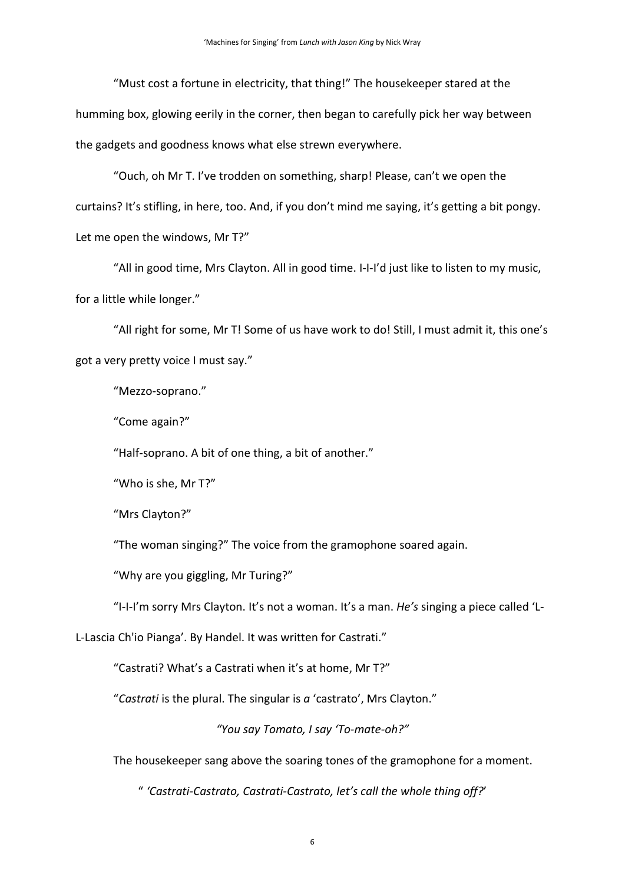"Must cost a fortune in electricity, that thing!" The housekeeper stared at the humming box, glowing eerily in the corner, then began to carefully pick her way between the gadgets and goodness knows what else strewn everywhere.

"Ouch, oh Mr T. I've trodden on something, sharp! Please, can't we open the curtains? It's stifling, in here, too. And, if you don't mind me saying, it's getting a bit pongy. Let me open the windows, Mr T?"

"All in good time, Mrs Clayton. All in good time. I-I-I'd just like to listen to my music, for a little while longer."

"All right for some, Mr T! Some of us have work to do! Still, I must admit it, this one's got a very pretty voice I must say."

"Mezzo-soprano."

"Come again?"

"Half-soprano. A bit of one thing, a bit of another."

"Who is she, Mr T?"

"Mrs Clayton?"

"The woman singing?" The voice from the gramophone soared again.

"Why are you giggling, Mr Turing?"

"I-I-I'm sorry Mrs Clayton. It's not a woman. It's a man. *He's* singing a piece called 'L-L-Lascia Ch'io Pianga'. By Handel. It was written for Castrati."

"Castrati? What's a Castrati when it's at home, Mr T?"

"*Castrati* is the plural. The singular is *a* 'castrato', Mrs Clayton."

*"You say Tomato, I say 'To-mate-oh?"*

The housekeeper sang above the soaring tones of the gramophone for a moment.

" *'Castrati-Castrato, Castrati-Castrato, let's call the whole thing off?'*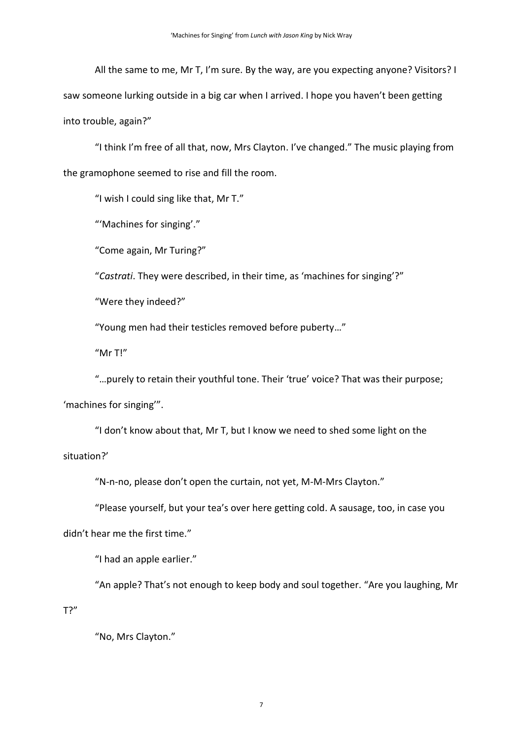All the same to me, Mr T, I'm sure. By the way, are you expecting anyone? Visitors? I saw someone lurking outside in a big car when I arrived. I hope you haven't been getting into trouble, again?"

"I think I'm free of all that, now, Mrs Clayton. I've changed." The music playing from the gramophone seemed to rise and fill the room.

"I wish I could sing like that, Mr T."

"'Machines for singing'."

"Come again, Mr Turing?"

"*Castrati*. They were described, in their time, as 'machines for singing'?"

"Were they indeed?"

"Young men had their testicles removed before puberty…"

"Mr T!"

"…purely to retain their youthful tone. Their 'true' voice? That was their purpose; 'machines for singing'".

"I don't know about that, Mr T, but I know we need to shed some light on the situation?'

"N-n-no, please don't open the curtain, not yet, M-M-Mrs Clayton."

"Please yourself, but your tea's over here getting cold. A sausage, too, in case you didn't hear me the first time."

"I had an apple earlier."

"An apple? That's not enough to keep body and soul together. "Are you laughing, Mr T?"

"No, Mrs Clayton."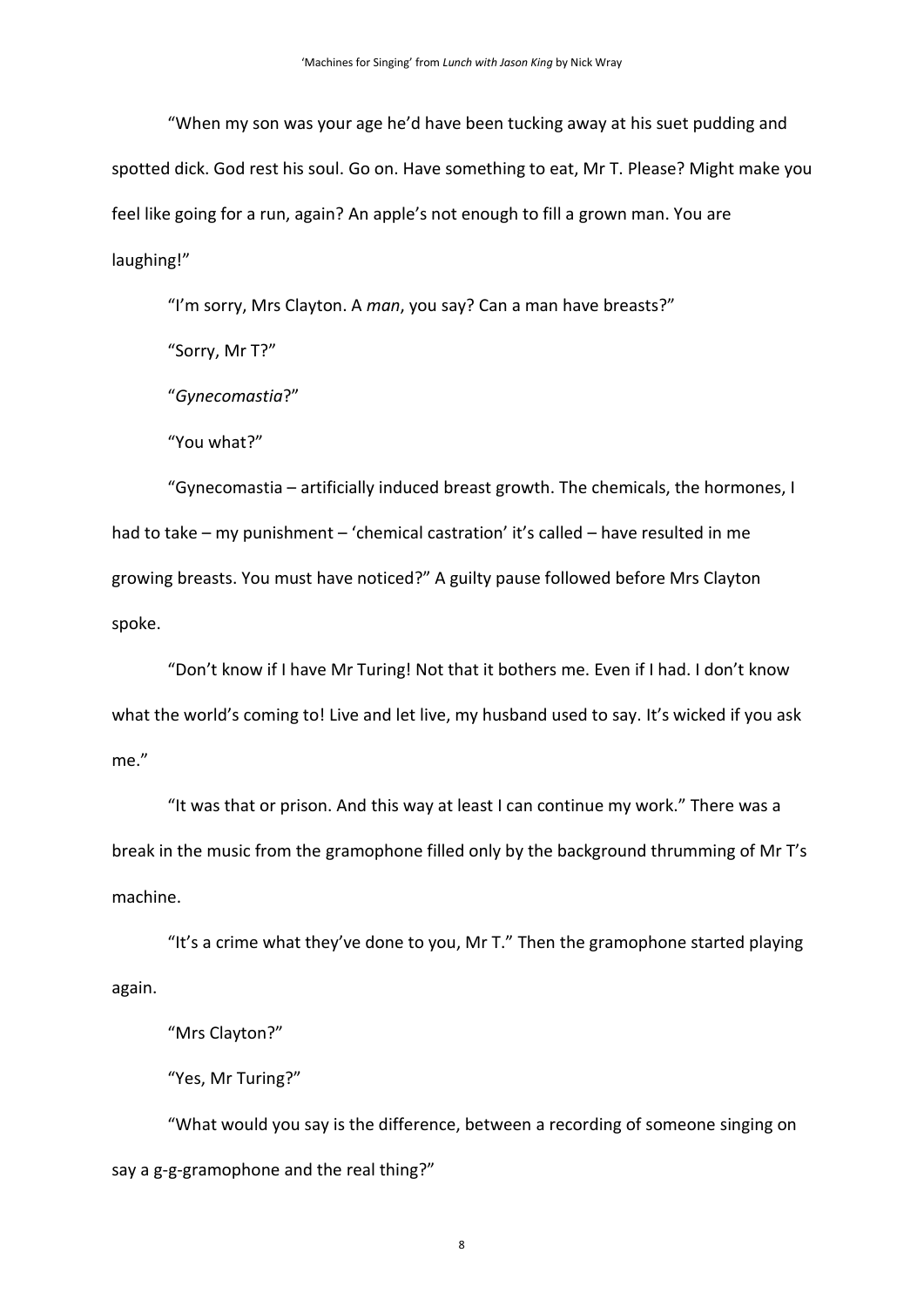"When my son was your age he'd have been tucking away at his suet pudding and spotted dick. God rest his soul. Go on. Have something to eat, Mr T. Please? Might make you feel like going for a run, again? An apple's not enough to fill a grown man. You are laughing!"

"I'm sorry, Mrs Clayton. A *man*, you say? Can a man have breasts?"

"Sorry, Mr T?"

"*Gynecomastia*?"

"You what?"

"Gynecomastia – artificially induced breast growth. The chemicals, the hormones, I had to take – my punishment – 'chemical castration' it's called – have resulted in me growing breasts. You must have noticed?" A guilty pause followed before Mrs Clayton spoke.

"Don't know if I have Mr Turing! Not that it bothers me. Even if I had. I don't know what the world's coming to! Live and let live, my husband used to say. It's wicked if you ask me."

"It was that or prison. And this way at least I can continue my work." There was a break in the music from the gramophone filled only by the background thrumming of Mr T's machine.

"It's a crime what they've done to you, Mr T." Then the gramophone started playing again.

"Mrs Clayton?"

"Yes, Mr Turing?"

"What would you say is the difference, between a recording of someone singing on say a g-g-gramophone and the real thing?"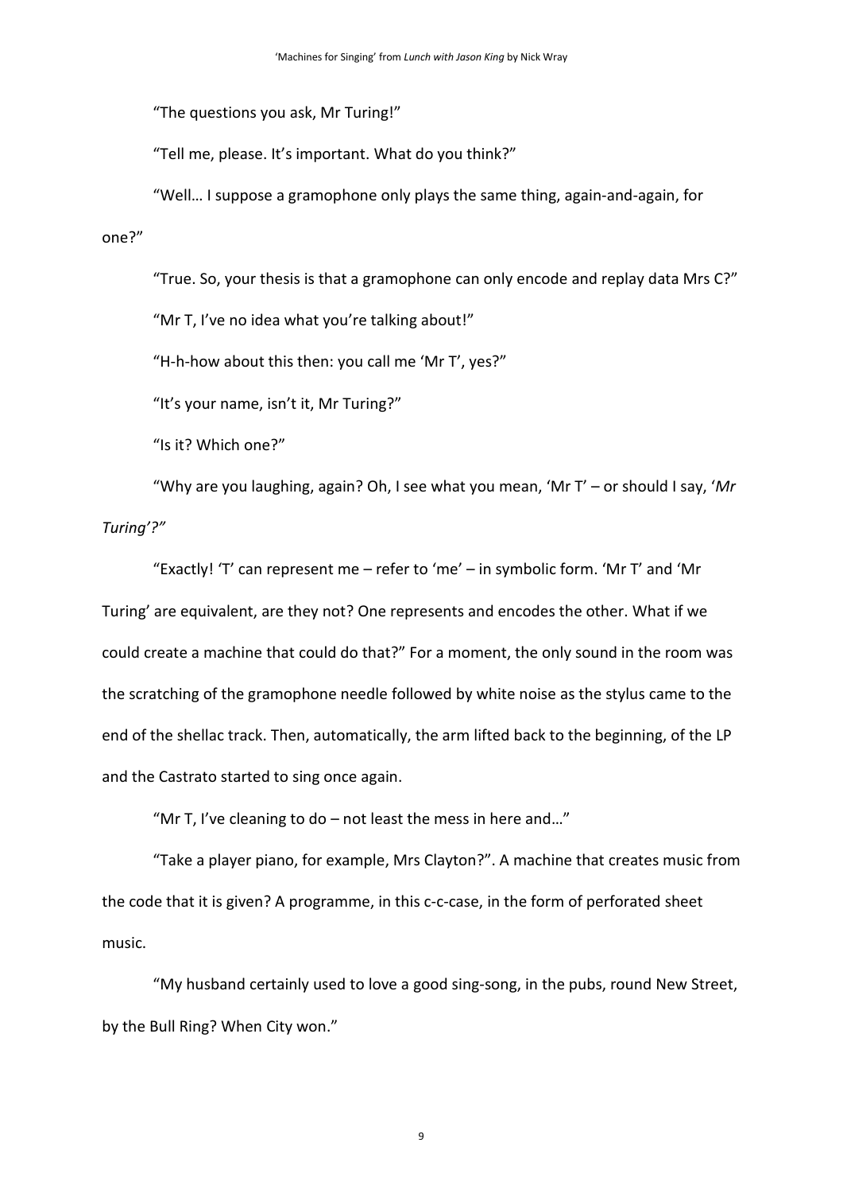"The questions you ask, Mr Turing!"

"Tell me, please. It's important. What do you think?"

"Well… I suppose a gramophone only plays the same thing, again-and-again, for one?"

"True. So, your thesis is that a gramophone can only encode and replay data Mrs C?"

"Mr T, I've no idea what you're talking about!"

"H-h-how about this then: you call me 'Mr T', yes?"

"It's your name, isn't it, Mr Turing?"

"Is it? Which one?"

"Why are you laughing, again? Oh, I see what you mean, 'Mr T' – or should I say, '*Mr Turing'?"*

"Exactly! 'T' can represent me – refer to 'me' – in symbolic form. 'Mr T' and 'Mr Turing' are equivalent, are they not? One represents and encodes the other. What if we could create a machine that could do that?" For a moment, the only sound in the room was the scratching of the gramophone needle followed by white noise as the stylus came to the end of the shellac track. Then, automatically, the arm lifted back to the beginning, of the LP and the Castrato started to sing once again.

"Mr T, I've cleaning to do – not least the mess in here and…"

"Take a player piano, for example, Mrs Clayton?". A machine that creates music from the code that it is given? A programme, in this c-c-case, in the form of perforated sheet music.

"My husband certainly used to love a good sing-song, in the pubs, round New Street, by the Bull Ring? When City won."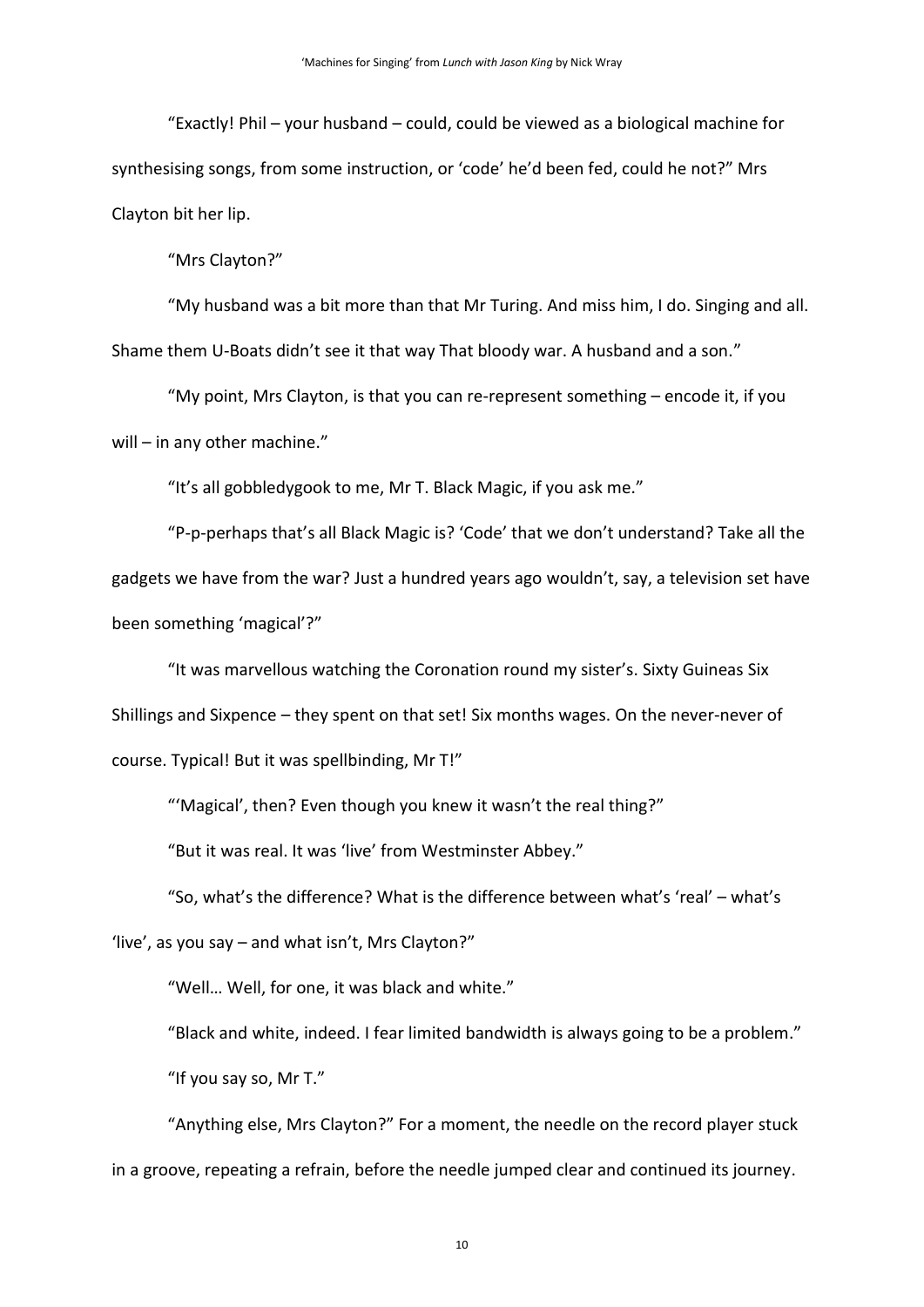"Exactly! Phil – your husband – could, could be viewed as a biological machine for synthesising songs, from some instruction, or 'code' he'd been fed, could he not?" Mrs Clayton bit her lip.

"Mrs Clayton?"

"My husband was a bit more than that Mr Turing. And miss him, I do. Singing and all. Shame them U-Boats didn't see it that way That bloody war. A husband and a son."

"My point, Mrs Clayton, is that you can re-represent something – encode it, if you will – in any other machine."

"It's all gobbledygook to me, Mr T. Black Magic, if you ask me."

"P-p-perhaps that's all Black Magic is? 'Code' that we don't understand? Take all the gadgets we have from the war? Just a hundred years ago wouldn't, say, a television set have been something 'magical'?"

"It was marvellous watching the Coronation round my sister's. Sixty Guineas Six Shillings and Sixpence – they spent on that set! Six months wages. On the never-never of course. Typical! But it was spellbinding, Mr T!"

"'Magical', then? Even though you knew it wasn't the real thing?"

"But it was real. It was 'live' from Westminster Abbey."

"So, what's the difference? What is the difference between what's 'real' – what's 'live', as you say – and what isn't, Mrs Clayton?"

"Well… Well, for one, it was black and white."

"Black and white, indeed. I fear limited bandwidth is always going to be a problem."

"If you say so, Mr T."

"Anything else, Mrs Clayton?" For a moment, the needle on the record player stuck in a groove, repeating a refrain, before the needle jumped clear and continued its journey.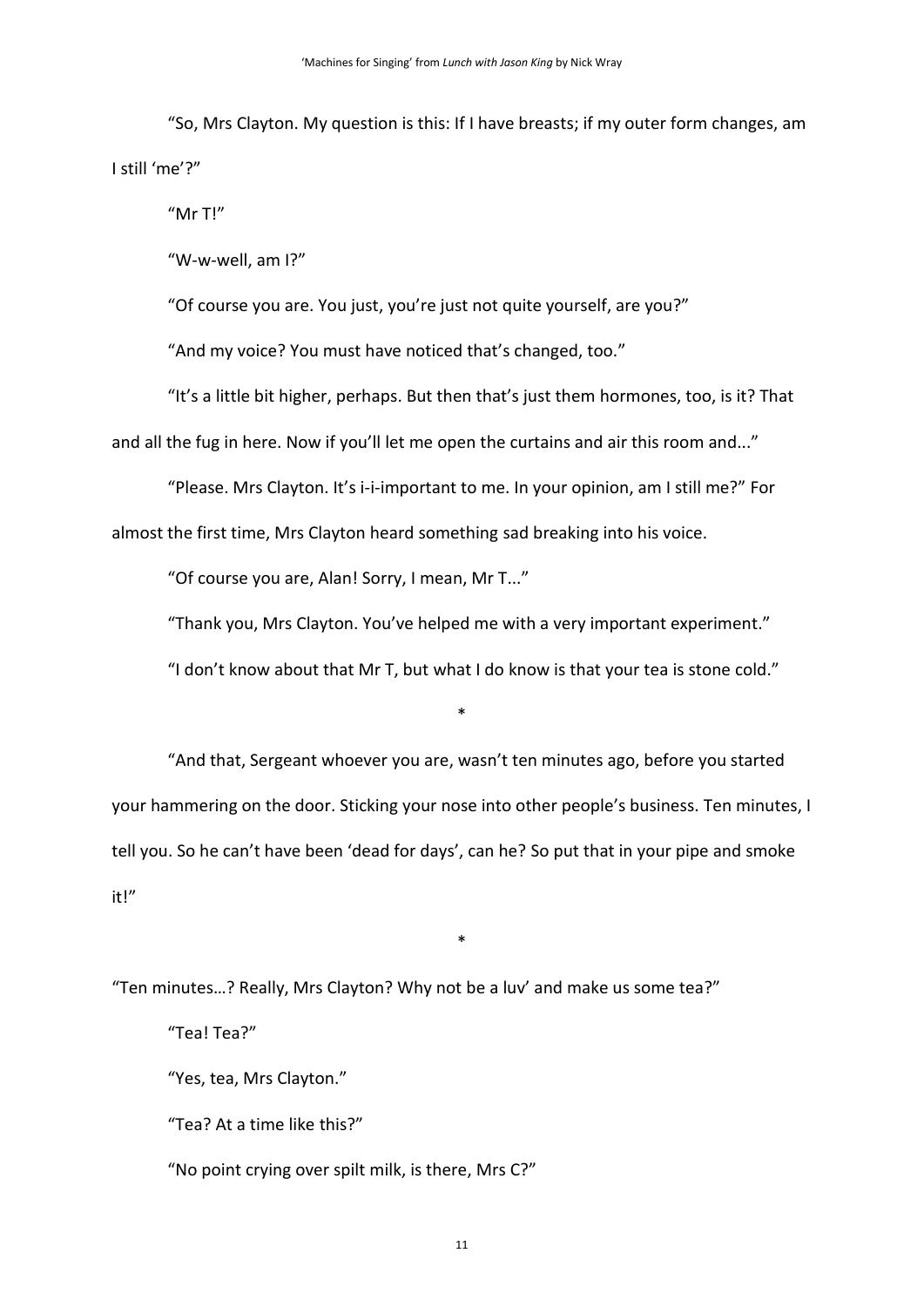"So, Mrs Clayton. My question is this: If I have breasts; if my outer form changes, am I still 'me'?"

"Mr T!"

"W-w-well, am I?"

"Of course you are. You just, you're just not quite yourself, are you?"

"And my voice? You must have noticed that's changed, too."

"It's a little bit higher, perhaps. But then that's just them hormones, too, is it? That and all the fug in here. Now if you'll let me open the curtains and air this room and..."

"Please. Mrs Clayton. It's i-i-important to me. In your opinion, am I still me?" For almost the first time, Mrs Clayton heard something sad breaking into his voice.

"Of course you are, Alan! Sorry, I mean, Mr T..."

"Thank you, Mrs Clayton. You've helped me with a very important experiment."

"I don't know about that Mr T, but what I do know is that your tea is stone cold."

*

"And that, Sergeant whoever you are, wasn't ten minutes ago, before you started your hammering on the door. Sticking your nose into other people's business. Ten minutes, I tell you. So he can't have been 'dead for days', can he? So put that in your pipe and smoke it!"

*

"Ten minutes…? Really, Mrs Clayton? Why not be a luv' and make us some tea?"

"Tea! Tea?"

"Yes, tea, Mrs Clayton."

"Tea? At a time like this?"

"No point crying over spilt milk, is there, Mrs C?"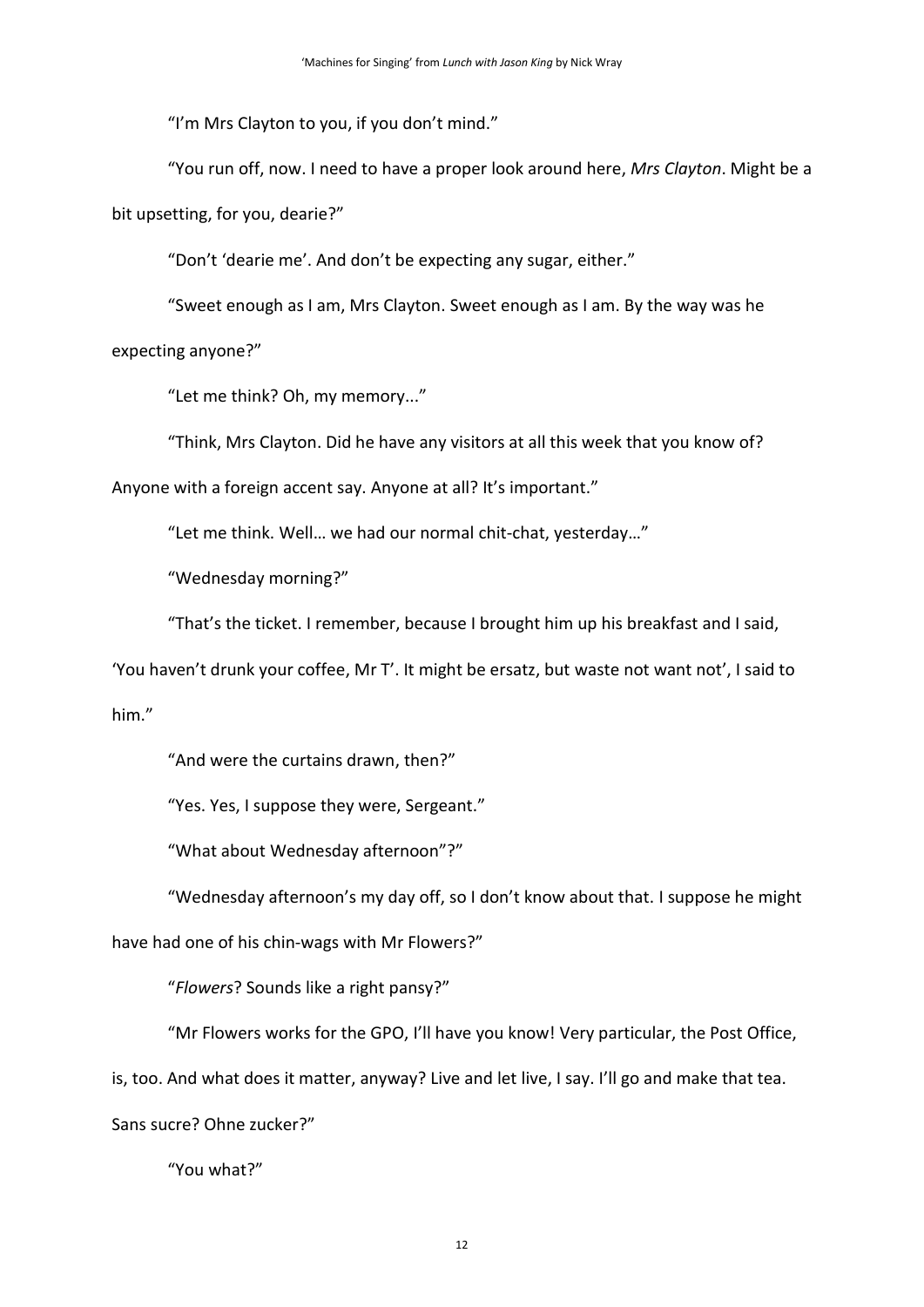"I'm Mrs Clayton to you, if you don't mind."

"You run off, now. I need to have a proper look around here, *Mrs Clayton*. Might be a bit upsetting, for you, dearie?"

"Don't 'dearie me'. And don't be expecting any sugar, either."

"Sweet enough as I am, Mrs Clayton. Sweet enough as I am. By the way was he expecting anyone?"

"Let me think? Oh, my memory..."

"Think, Mrs Clayton. Did he have any visitors at all this week that you know of? Anyone with a foreign accent say. Anyone at all? It's important."

"Let me think. Well… we had our normal chit-chat, yesterday…"

"Wednesday morning?"

"That's the ticket. I remember, because I brought him up his breakfast and I said, 'You haven't drunk your coffee, Mr T'. It might be ersatz, but waste not want not', I said to him."

"And were the curtains drawn, then?"

"Yes. Yes, I suppose they were, Sergeant."

"What about Wednesday afternoon"?"

"Wednesday afternoon's my day off, so I don't know about that. I suppose he might have had one of his chin-wags with Mr Flowers?"

"*Flowers*? Sounds like a right pansy?"

"Mr Flowers works for the GPO, I'll have you know! Very particular, the Post Office, is, too. And what does it matter, anyway? Live and let live, I say. I'll go and make that tea. Sans sucre? Ohne zucker?"

"You what?"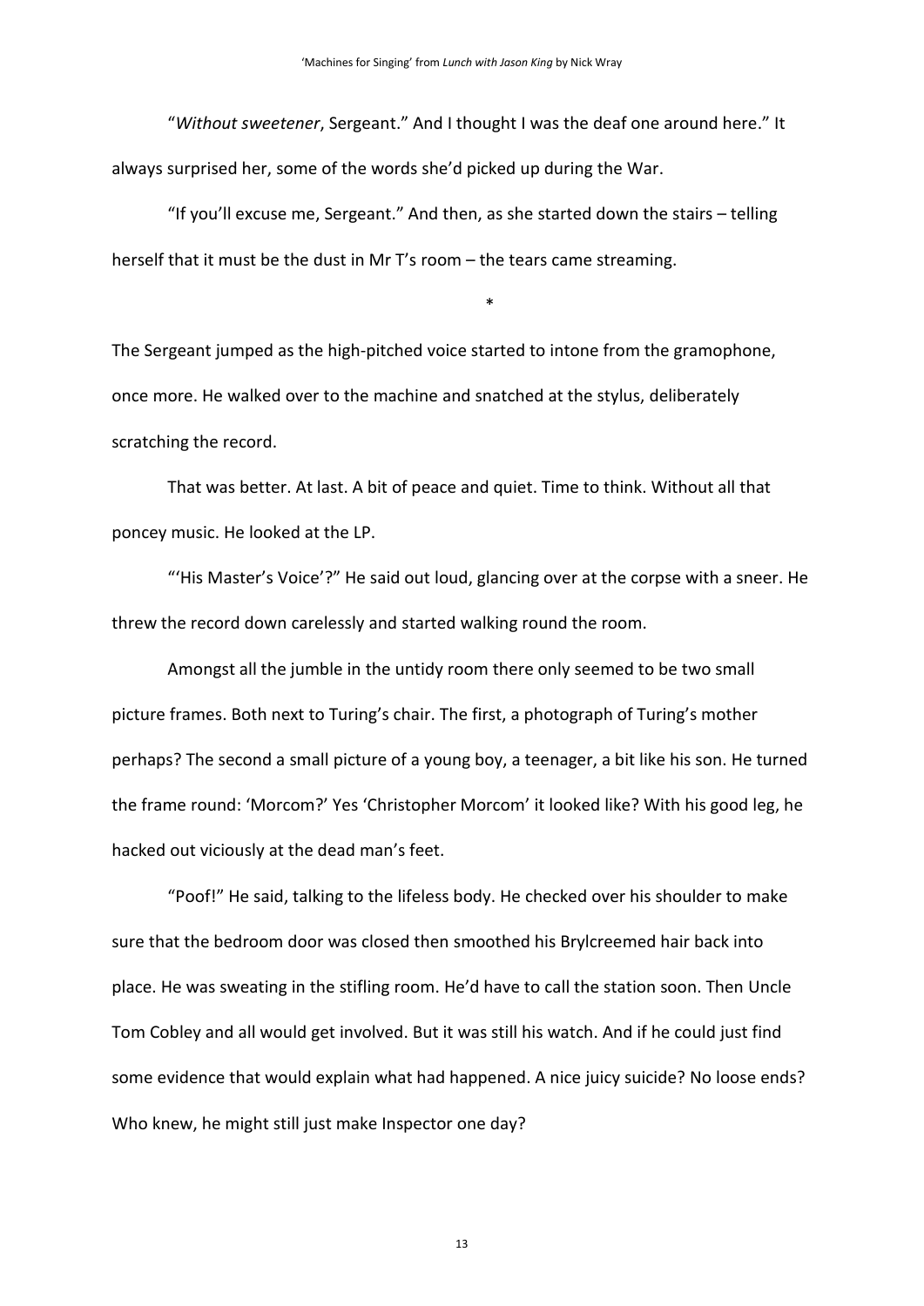"*Without sweetener*, Sergeant." And I thought I was the deaf one around here." It always surprised her, some of the words she'd picked up during the War.

"If you'll excuse me, Sergeant." And then, as she started down the stairs – telling herself that it must be the dust in Mr T's room – the tears came streaming.

*

The Sergeant jumped as the high-pitched voice started to intone from the gramophone, once more. He walked over to the machine and snatched at the stylus, deliberately scratching the record.

That was better. At last. A bit of peace and quiet. Time to think. Without all that poncey music. He looked at the LP.

"'His Master's Voice'?" He said out loud, glancing over at the corpse with a sneer. He threw the record down carelessly and started walking round the room.

Amongst all the jumble in the untidy room there only seemed to be two small picture frames. Both next to Turing's chair. The first, a photograph of Turing's mother perhaps? The second a small picture of a young boy, a teenager, a bit like his son. He turned the frame round: 'Morcom?' Yes 'Christopher Morcom' it looked like? With his good leg, he hacked out viciously at the dead man's feet.

"Poof!" He said, talking to the lifeless body. He checked over his shoulder to make sure that the bedroom door was closed then smoothed his Brylcreemed hair back into place. He was sweating in the stifling room. He'd have to call the station soon. Then Uncle Tom Cobley and all would get involved. But it was still his watch. And if he could just find some evidence that would explain what had happened. A nice juicy suicide? No loose ends? Who knew, he might still just make Inspector one day?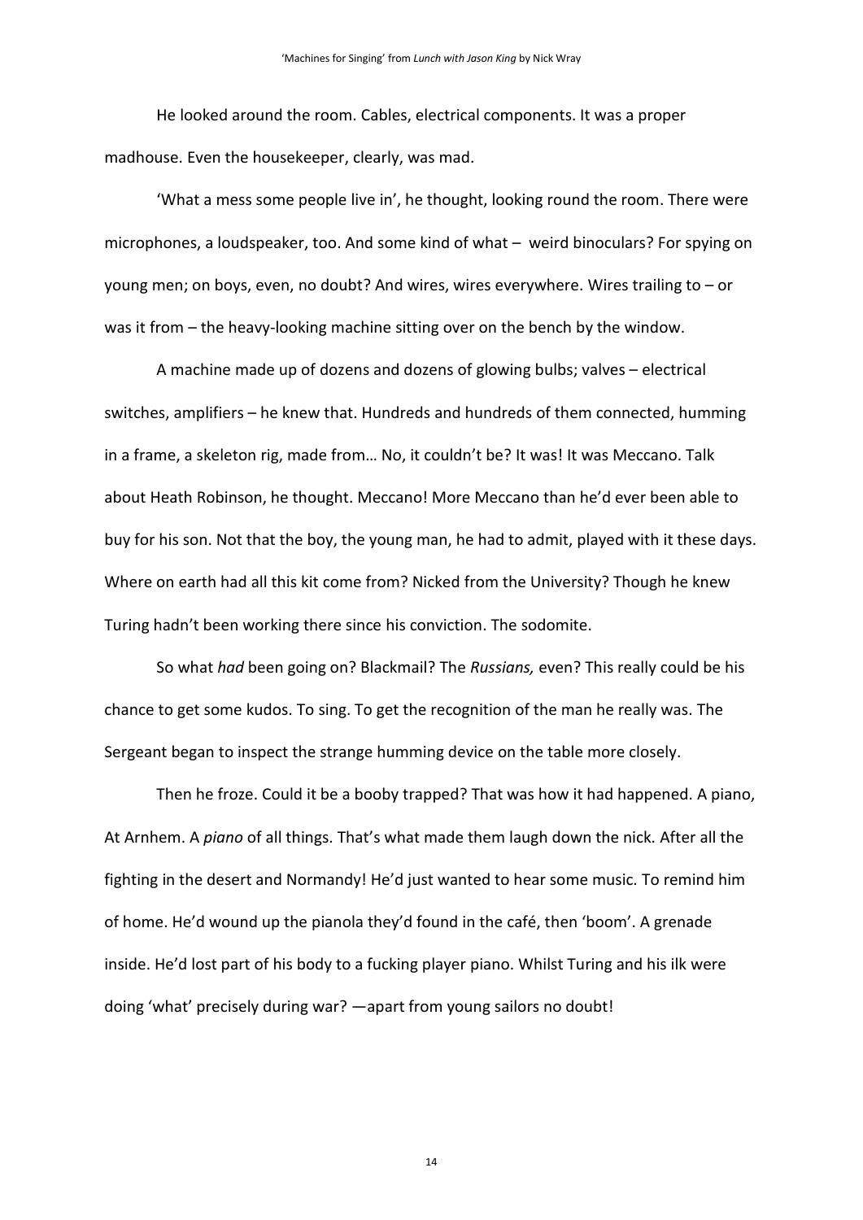He looked around the room. Cables, electrical components. It was a proper madhouse. Even the housekeeper, clearly, was mad.

'What a mess some people live in', he thought, looking round the room. There were microphones, a loudspeaker, too. And some kind of what – weird binoculars? For spying on young men; on boys, even, no doubt? And wires, wires everywhere. Wires trailing to – or was it from – the heavy-looking machine sitting over on the bench by the window.

A machine made up of dozens and dozens of glowing bulbs; valves – electrical switches, amplifiers – he knew that. Hundreds and hundreds of them connected, humming in a frame, a skeleton rig, made from… No, it couldn't be? It was! It was Meccano. Talk about Heath Robinson, he thought. Meccano! More Meccano than he'd ever been able to buy for his son. Not that the boy, the young man, he had to admit, played with it these days. Where on earth had all this kit come from? Nicked from the University? Though he knew Turing hadn't been working there since his conviction. The sodomite.

So what *had* been going on? Blackmail? The *Russians,* even? This really could be his chance to get some kudos. To sing. To get the recognition of the man he really was. The Sergeant began to inspect the strange humming device on the table more closely.

Then he froze. Could it be a booby trapped? That was how it had happened. A piano, At Arnhem. A *piano* of all things. That's what made them laugh down the nick. After all the fighting in the desert and Normandy! He'd just wanted to hear some music. To remind him of home. He'd wound up the pianola they'd found in the café, then 'boom'. A grenade inside. He'd lost part of his body to a fucking player piano. Whilst Turing and his ilk were doing 'what' precisely during war? —apart from young sailors no doubt!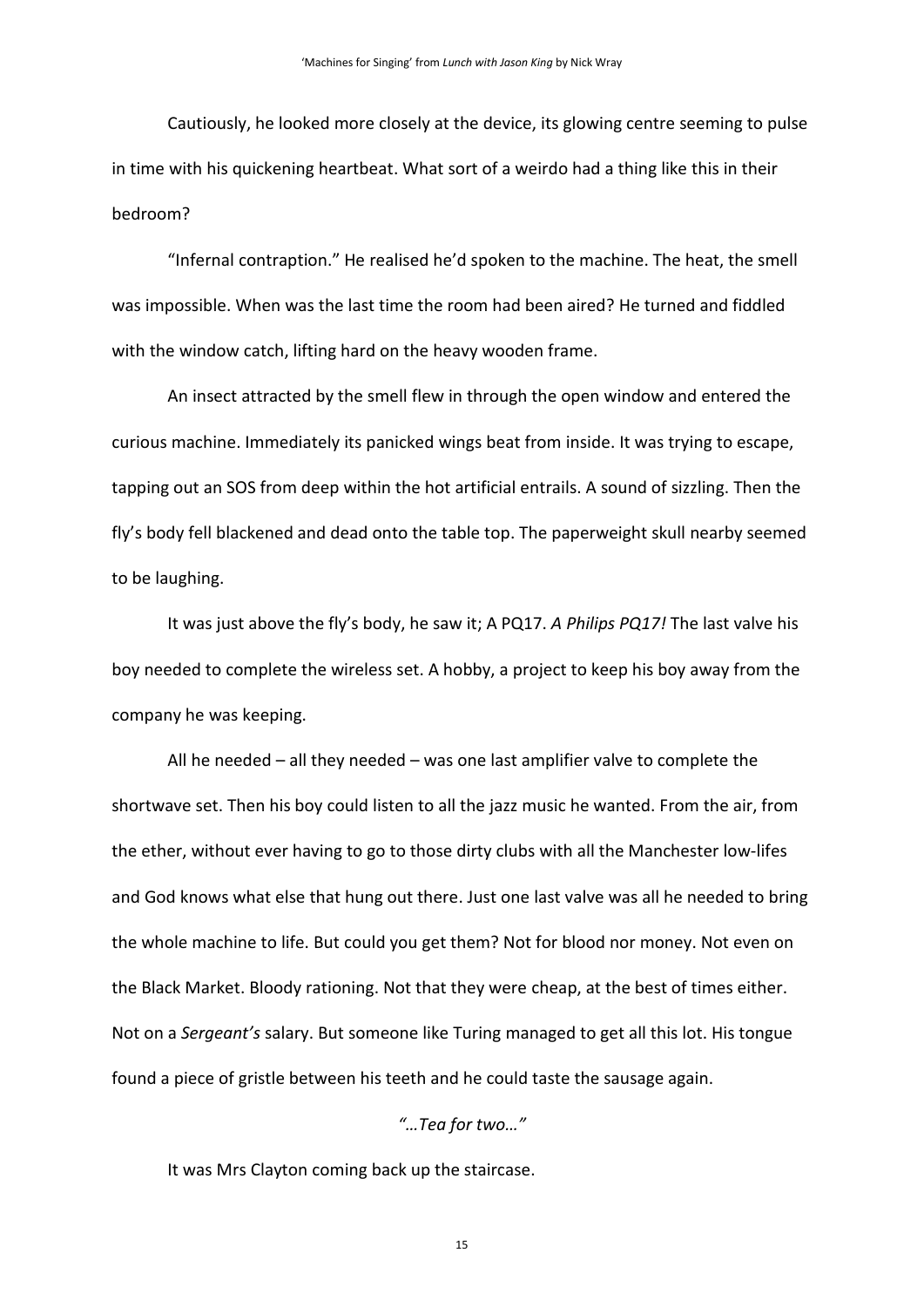Cautiously, he looked more closely at the device, its glowing centre seeming to pulse in time with his quickening heartbeat. What sort of a weirdo had a thing like this in their bedroom?

“Infernal contraption.” He realised he’d spoken to the machine. The heat, the smell was impossible. When was the last time the room had been aired? He turned and fiddled with the window catch, lifting hard on the heavy wooden frame.

An insect attracted by the smell flew in through the open window and entered the curious machine. Immediately its panicked wings beat from inside. It was trying to escape, tapping out an SOS from deep within the hot artificial entrails. A sound of sizzling. Then the fly’s body fell blackened and dead onto the table top. The paperweight skull nearby seemed to be laughing.

It was just above the fly’s body, he saw it; A PQ17. *A Philips PQ17!* The last valve his boy needed to complete the wireless set. A hobby, a project to keep his boy away from the company he was keeping.

All he needed – all they needed – was one last amplifier valve to complete the shortwave set. Then his boy could listen to all the jazz music he wanted. From the air, from the ether, without ever having to go to those dirty clubs with all the Manchester low-lifes and God knows what else that hung out there. Just one last valve was all he needed to bring the whole machine to life. But could you get them? Not for blood nor money. Not even on the Black Market. Bloody rationing. Not that they were cheap, at the best of times either. Not on a *Sergeant’s* salary. But someone like Turing managed to get all this lot. His tongue found a piece of gristle between his teeth and he could taste the sausage again.

*“…Tea for two…”*

It was Mrs Clayton coming back up the staircase.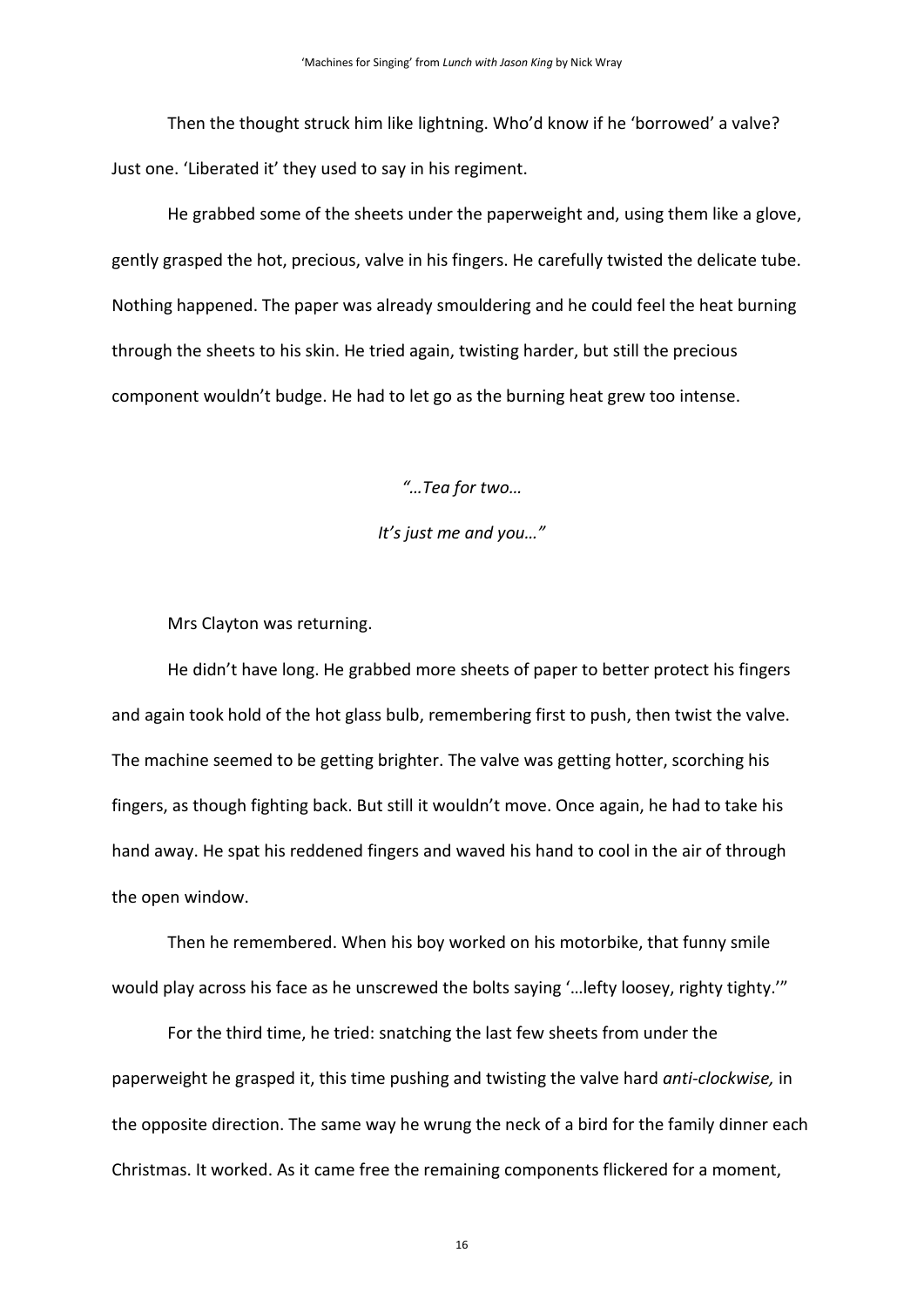Then the thought struck him like lightning. Who'd know if he 'borrowed' a valve? Just one. 'Liberated it' they used to say in his regiment.

He grabbed some of the sheets under the paperweight and, using them like a glove, gently grasped the hot, precious, valve in his fingers. He carefully twisted the delicate tube. Nothing happened. The paper was already smouldering and he could feel the heat burning through the sheets to his skin. He tried again, twisting harder, but still the precious component wouldn't budge. He had to let go as the burning heat grew too intense.

*"…Tea for two…*

*It's just me and you…"*

Mrs Clayton was returning.

He didn't have long. He grabbed more sheets of paper to better protect his fingers and again took hold of the hot glass bulb, remembering first to push, then twist the valve. The machine seemed to be getting brighter. The valve was getting hotter, scorching his fingers, as though fighting back. But still it wouldn't move. Once again, he had to take his hand away. He spat his reddened fingers and waved his hand to cool in the air of through the open window.

Then he remembered. When his boy worked on his motorbike, that funny smile would play across his face as he unscrewed the bolts saying '…lefty loosey, righty tighty.'"

For the third time, he tried: snatching the last few sheets from under the paperweight he grasped it, this time pushing and twisting the valve hard *anti-clockwise,* in the opposite direction. The same way he wrung the neck of a bird for the family dinner each Christmas. It worked. As it came free the remaining components flickered for a moment,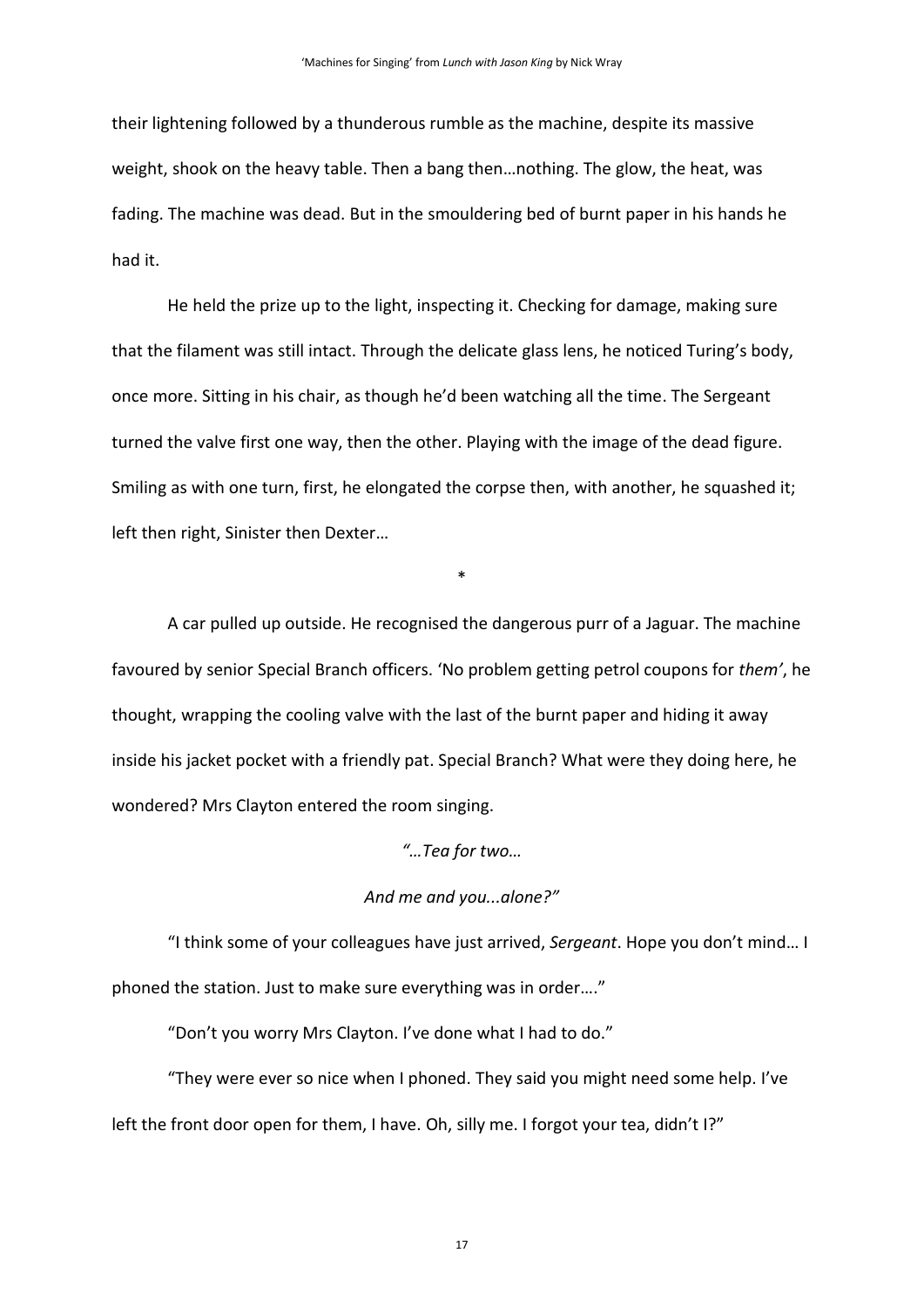their lightening followed by a thunderous rumble as the machine, despite its massive weight, shook on the heavy table. Then a bang then…nothing. The glow, the heat, was fading. The machine was dead. But in the smouldering bed of burnt paper in his hands he had it.

He held the prize up to the light, inspecting it. Checking for damage, making sure that the filament was still intact. Through the delicate glass lens, he noticed Turing's body, once more. Sitting in his chair, as though he'd been watching all the time. The Sergeant turned the valve first one way, then the other. Playing with the image of the dead figure. Smiling as with one turn, first, he elongated the corpse then, with another, he squashed it; left then right, Sinister then Dexter…

*

A car pulled up outside. He recognised the dangerous purr of a Jaguar. The machine favoured by senior Special Branch officers. 'No problem getting petrol coupons for *them'*, he thought, wrapping the cooling valve with the last of the burnt paper and hiding it away inside his jacket pocket with a friendly pat. Special Branch? What were they doing here, he wondered? Mrs Clayton entered the room singing.

*"…Tea for two…*

*And me and you...alone?"*

"I think some of your colleagues have just arrived, *Sergeant*. Hope you don't mind… I phoned the station. Just to make sure everything was in order…."

"Don't you worry Mrs Clayton. I've done what I had to do."

"They were ever so nice when I phoned. They said you might need some help. I've left the front door open for them, I have. Oh, silly me. I forgot your tea, didn't I?"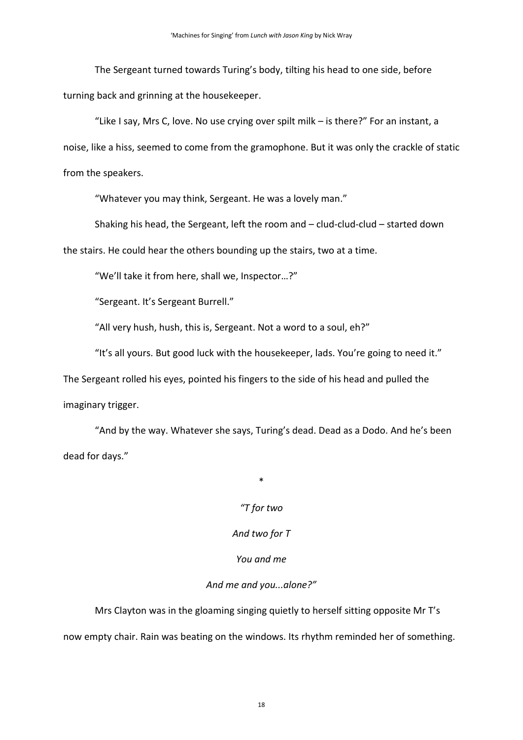The Sergeant turned towards Turing's body, tilting his head to one side, before turning back and grinning at the housekeeper.

"Like I say, Mrs C, love. No use crying over spilt milk – is there?" For an instant, a noise, like a hiss, seemed to come from the gramophone. But it was only the crackle of static from the speakers.

"Whatever you may think, Sergeant. He was a lovely man."

Shaking his head, the Sergeant, left the room and – clud-clud-clud – started down the stairs. He could hear the others bounding up the stairs, two at a time.

"We'll take it from here, shall we, Inspector…?"

"Sergeant. It's Sergeant Burrell."

"All very hush, hush, this is, Sergeant. Not a word to a soul, eh?"

"It's all yours. But good luck with the housekeeper, lads. You're going to need it." The Sergeant rolled his eyes, pointed his fingers to the side of his head and pulled the imaginary trigger.

"And by the way. Whatever she says, Turing's dead. Dead as a Dodo. And he's been dead for days."

*

*"T for two*

*And two for T*

*You and me*

*And me and you...alone?"*

Mrs Clayton was in the gloaming singing quietly to herself sitting opposite Mr T's now empty chair. Rain was beating on the windows. Its rhythm reminded her of something.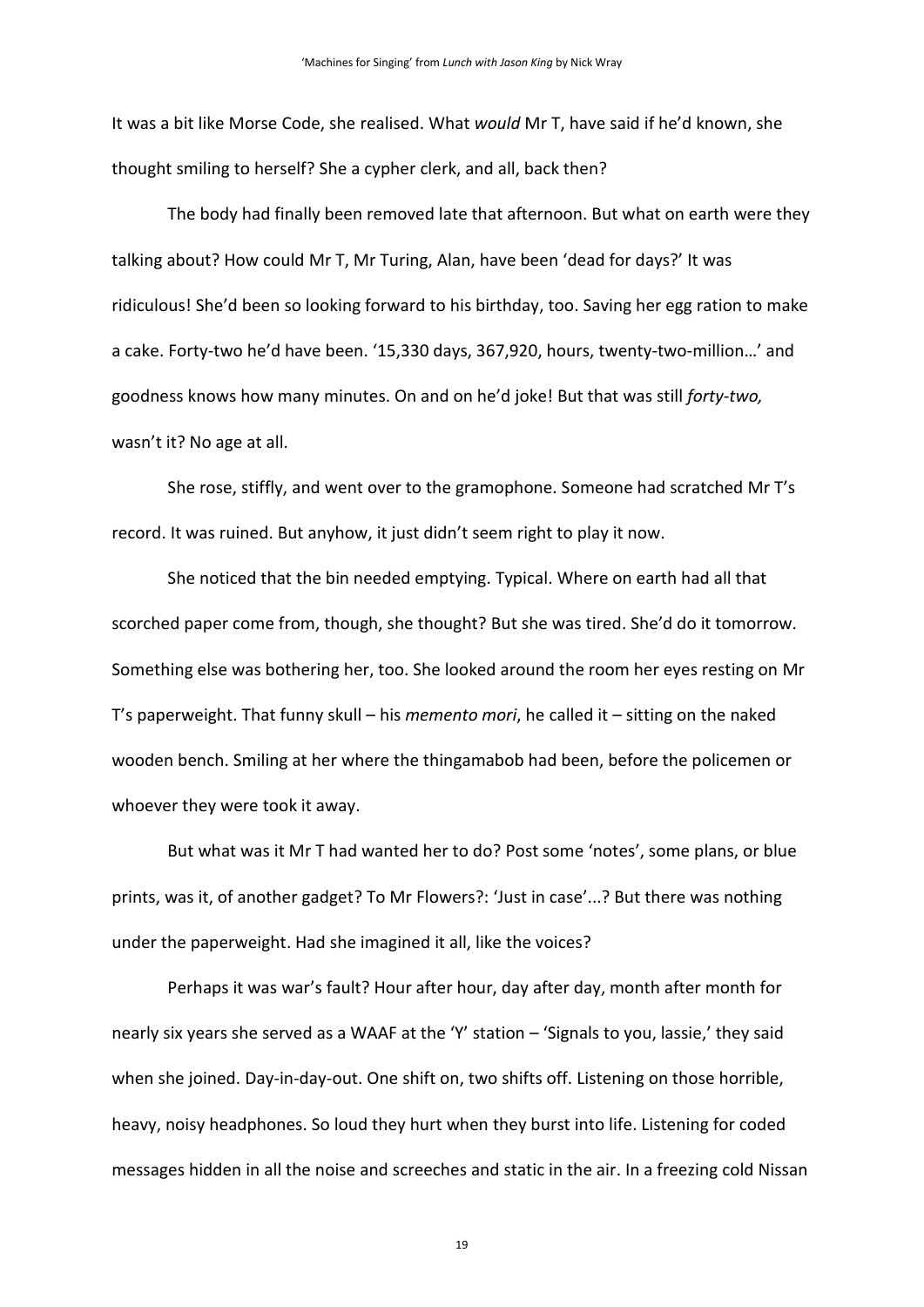It was a bit like Morse Code, she realised. What *would* Mr T, have said if he'd known, she thought smiling to herself? She a cypher clerk, and all, back then?

The body had finally been removed late that afternoon. But what on earth were they talking about? How could Mr T, Mr Turing, Alan, have been 'dead for days?' It was ridiculous! She'd been so looking forward to his birthday, too. Saving her egg ration to make a cake. Forty-two he'd have been. '15,330 days, 367,920, hours, twenty-two-million…' and goodness knows how many minutes. On and on he'd joke! But that was still *forty-two,* wasn't it? No age at all.

She rose, stiffly, and went over to the gramophone. Someone had scratched Mr T's record. It was ruined. But anyhow, it just didn't seem right to play it now.

She noticed that the bin needed emptying. Typical. Where on earth had all that scorched paper come from, though, she thought? But she was tired. She'd do it tomorrow. Something else was bothering her, too. She looked around the room her eyes resting on Mr T's paperweight. That funny skull – his *memento mori*, he called it – sitting on the naked wooden bench. Smiling at her where the thingamabob had been, before the policemen or whoever they were took it away.

But what was it Mr T had wanted her to do? Post some 'notes', some plans, or blue prints, was it, of another gadget? To Mr Flowers?: 'Just in case'...? But there was nothing under the paperweight. Had she imagined it all, like the voices?

Perhaps it was war's fault? Hour after hour, day after day, month after month for nearly six years she served as a WAAF at the 'Y' station – 'Signals to you, lassie,' they said when she joined. Day-in-day-out. One shift on, two shifts off. Listening on those horrible, heavy, noisy headphones. So loud they hurt when they burst into life. Listening for coded messages hidden in all the noise and screeches and static in the air. In a freezing cold Nissan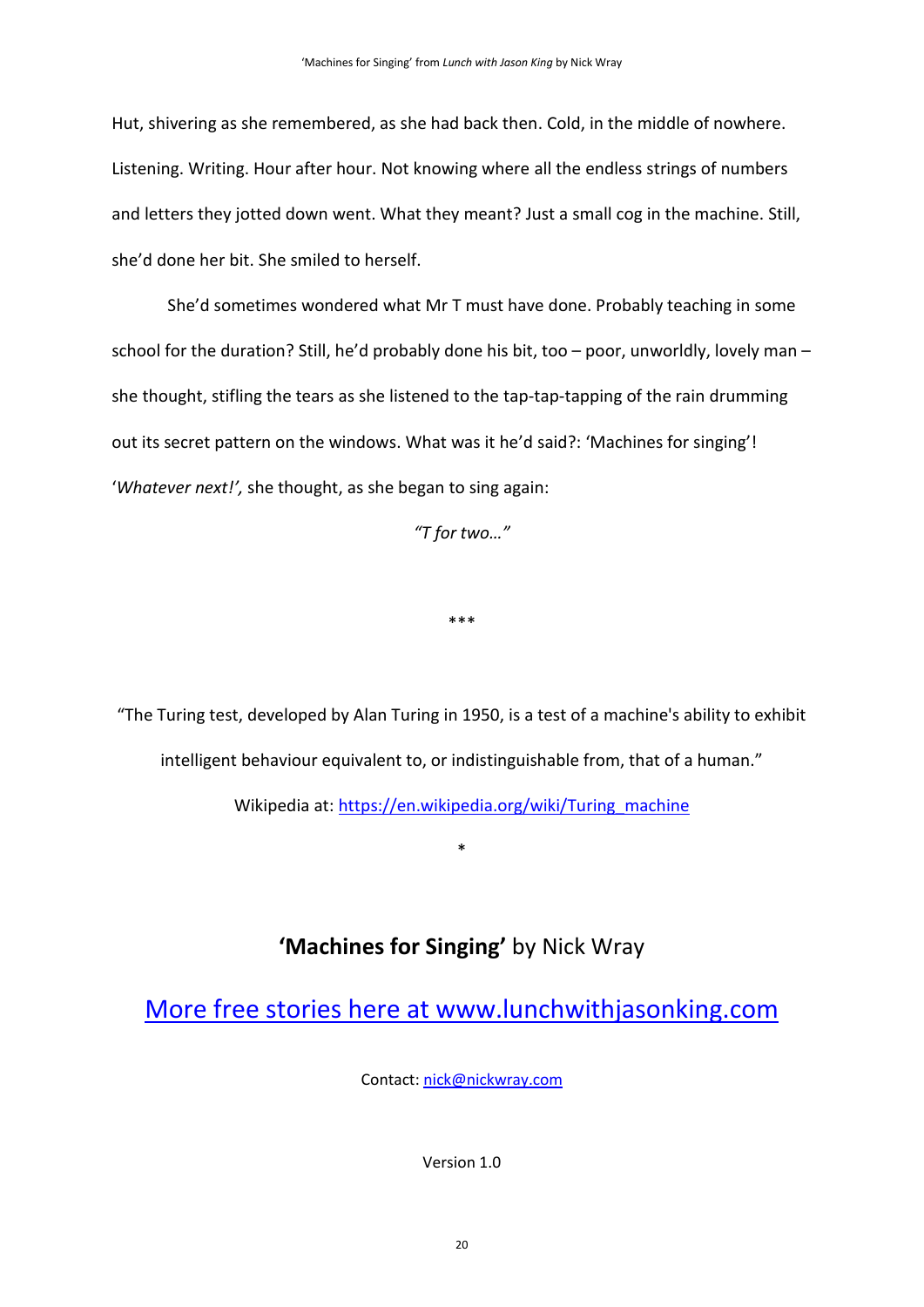Hut, shivering as she remembered, as she had back then. Cold, in the middle of nowhere. Listening. Writing. Hour after hour. Not knowing where all the endless strings of numbers and letters they jotted down went. What they meant? Just a small cog in the machine. Still, she'd done her bit. She smiled to herself.

She'd sometimes wondered what Mr T must have done. Probably teaching in some school for the duration? Still, he'd probably done his bit, too – poor, unworldly, lovely man – she thought, stifling the tears as she listened to the tap-tap-tapping of the rain drumming out its secret pattern on the windows. What was it he'd said?: 'Machines for singing'! '*Whatever next!',* she thought, as she began to sing again:

*"T for two…"*

***

"The Turing test, developed by Alan Turing in 1950, is a test of a machine's ability to exhibit intelligent behaviour equivalent to, or indistinguishable from, that of a human."

Wikipedia at: [https://en.wikipedia.org/wiki/Turing_machine](https://en.wikipedia.org/wiki/Turing_machine)

*

## **'Machines for Singing'** by Nick Wray

## [More free stories here at www.lunchwithjasonking.com](http://www.lunchwithjasonking.com)

Contact: [nick@nickwray.com](mailto:nick@nickwray.com)

Version 1.0